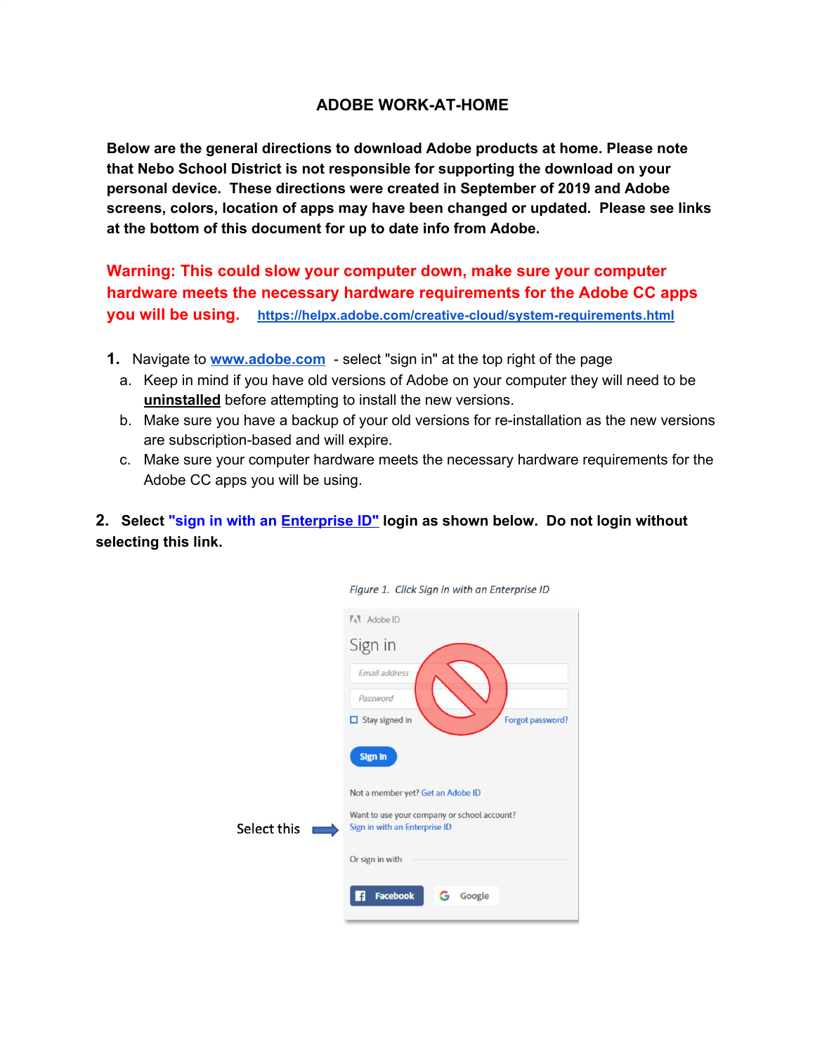# ADOBE WORK-AT-HOME

**Below are the general directions to download Adobe products at home. Please note that Nebo School District is not responsible for supporting the download on your personal device. These directions were created in September of 2019 and Adobe screens, colors, location of apps may have been changed or updated. Please see links at the bottom of this document for up to date info from Adobe.**

**Warning: This could slow your computer down, make sure your computer hardware meets the necessary hardware requirements for the Adobe CC apps you will be using.** **https://helpx.adobe.com/creative-cloud/system-requirements.html**

1. Navigate to **www.adobe.com** - select "sign in" at the top right of the page
   a. Keep in mind if you have old versions of Adobe on your computer they will need to be **uninstalled** before attempting to install the new versions.
   b. Make sure you have a backup of your old versions for re-installation as the new versions are subscription-based and will expire.
   c. Make sure your computer hardware meets the necessary hardware requirements for the Adobe CC apps you will be using.

2. **Select "sign in with an Enterprise ID" login as shown below. Do not login without selecting this link.**

*Figure 1. Click Sign in with an Enterprise ID*

Select this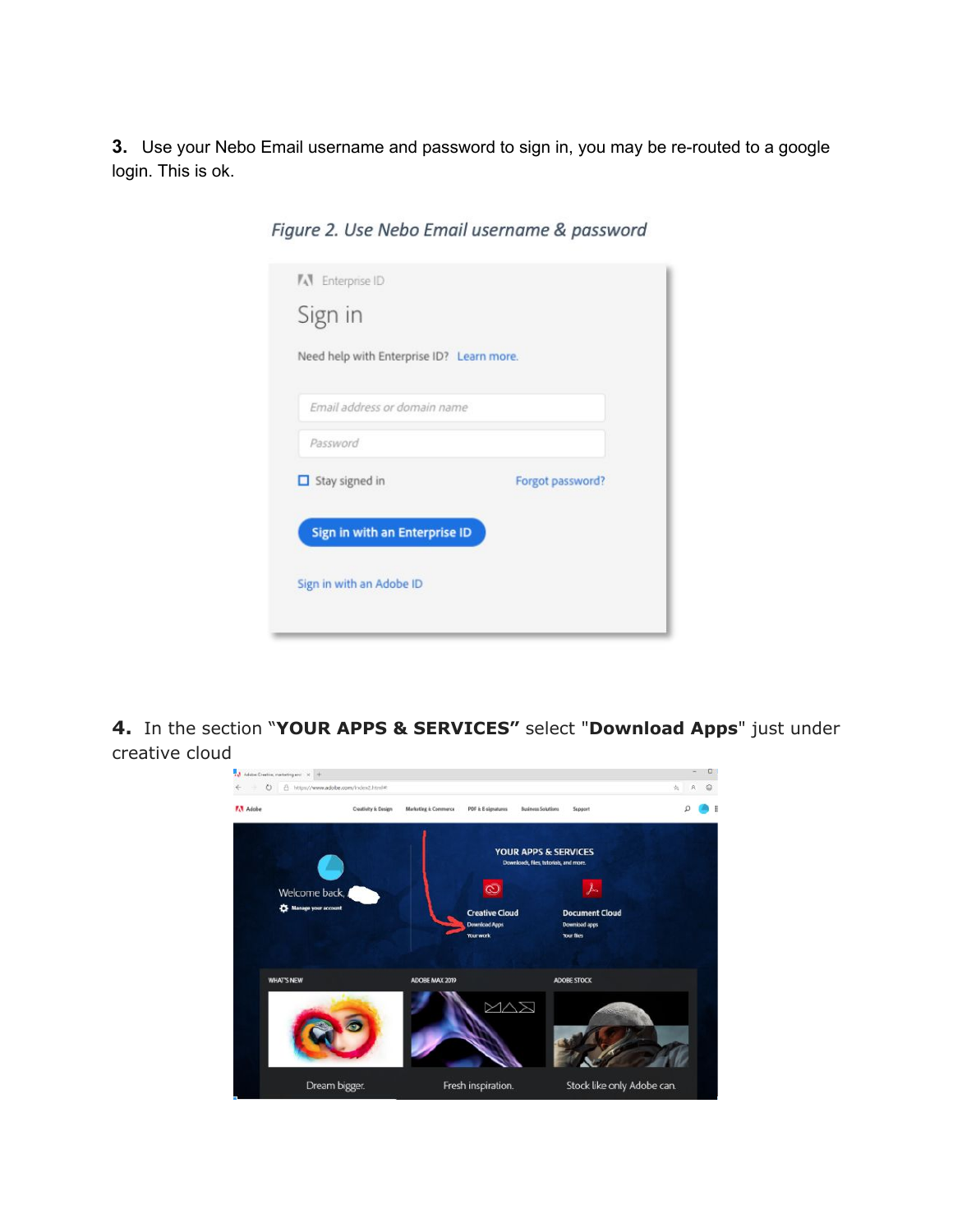**3.** Use your Nebo Email username and password to sign in, you may be re-routed to a google login. This is ok.

*Figure 2. Use Nebo Email username & password*

**4.** In the section "**YOUR APPS & SERVICES"** select "**Download Apps**" just under creative cloud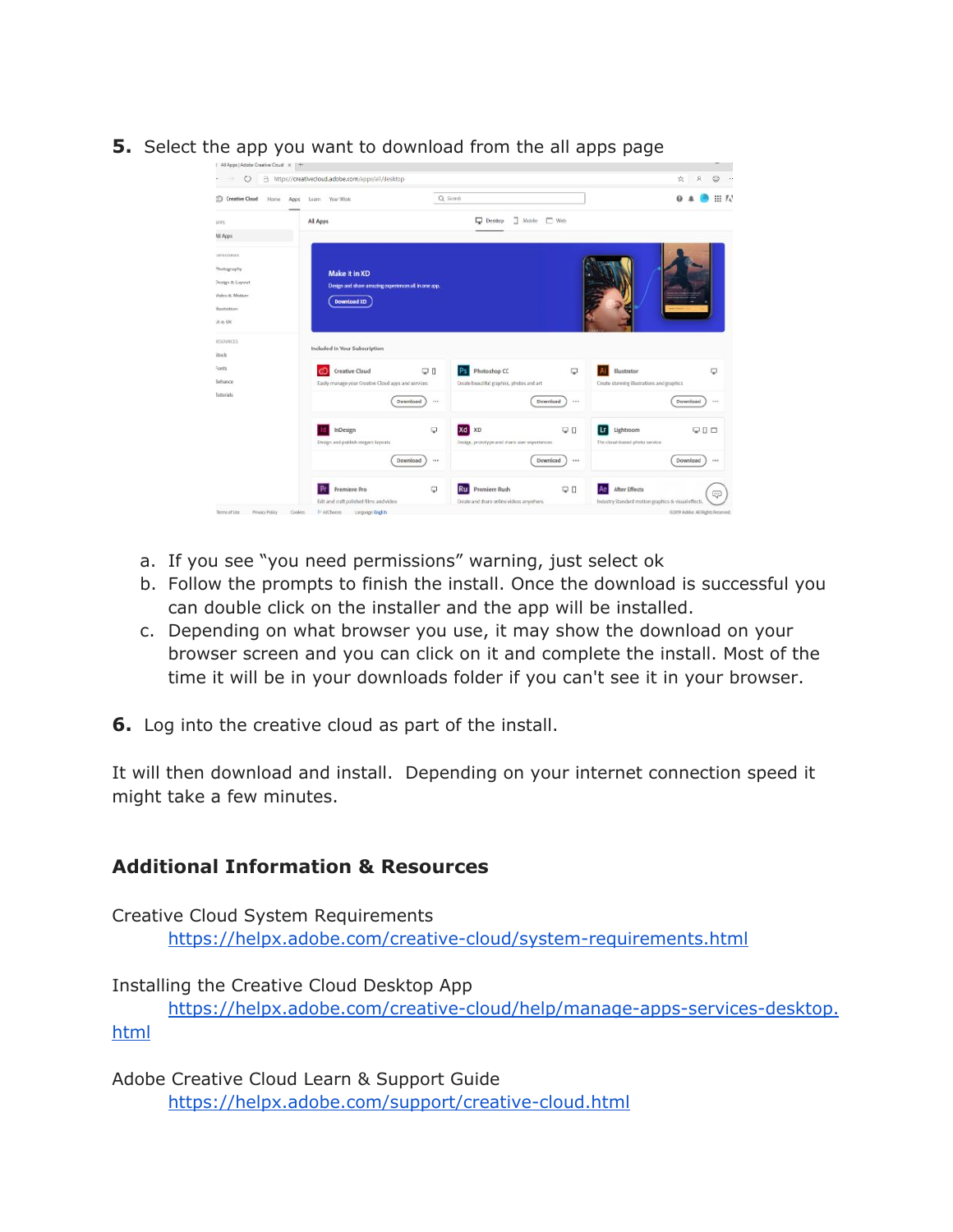5. Select the app you want to download from the all apps page

    a. If you see "you need permissions" warning, just select ok
    b. Follow the prompts to finish the install. Once the download is successful you can double click on the installer and the app will be installed.
    c. Depending on what browser you use, it may show the download on your browser screen and you can click on it and complete the install. Most of the time it will be in your downloads folder if you can't see it in your browser.

6. Log into the creative cloud as part of the install.

It will then download and install. Depending on your internet connection speed it might take a few minutes.

### Additional Information & Resources

Creative Cloud System Requirements
https://helpx.adobe.com/creative-cloud/system-requirements.html

Installing the Creative Cloud Desktop App
https://helpx.adobe.com/creative-cloud/help/manage-apps-services-desktop.html

Adobe Creative Cloud Learn & Support Guide
https://helpx.adobe.com/support/creative-cloud.html